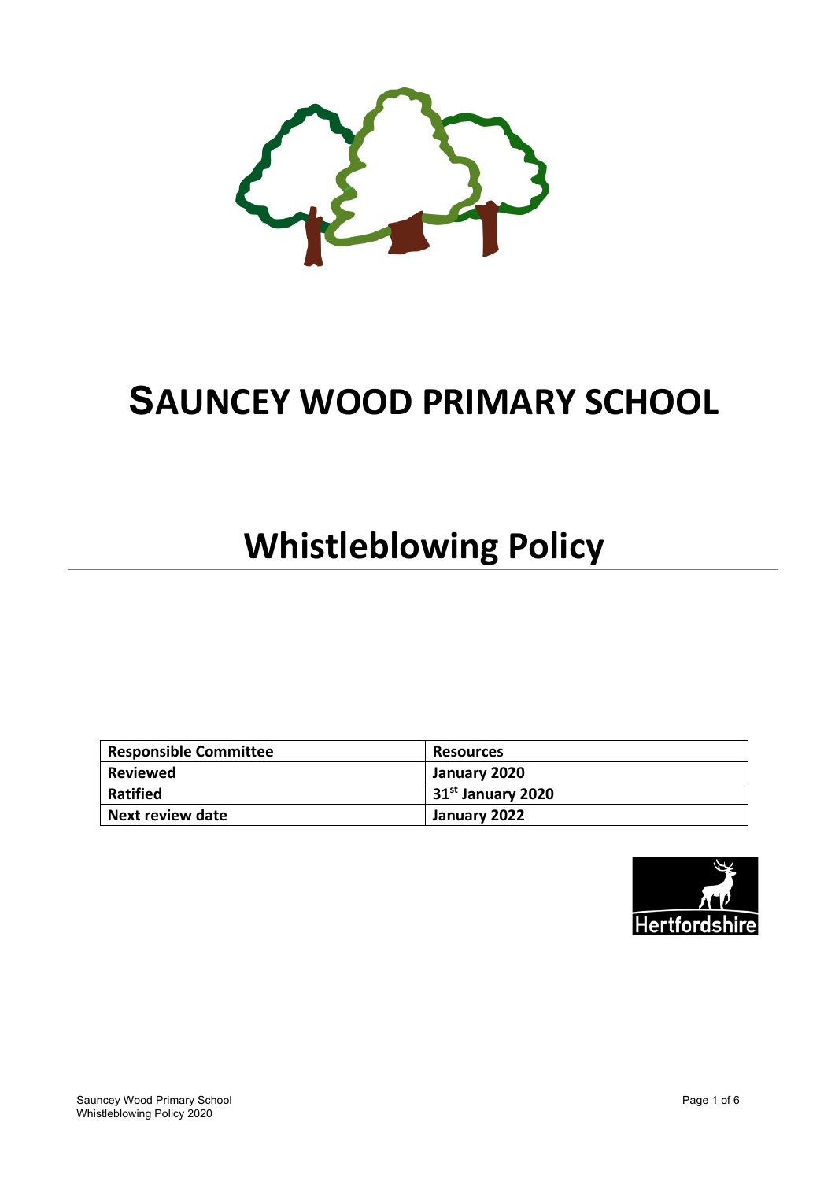# SAUNCEY WOOD PRIMARY SCHOOL

# Whistleblowing Policy

| Responsible Committee | Resources |
|---|---|
| Reviewed | January 2020 |
| Ratified | 31st January 2020 |
| Next review date | January 2022 |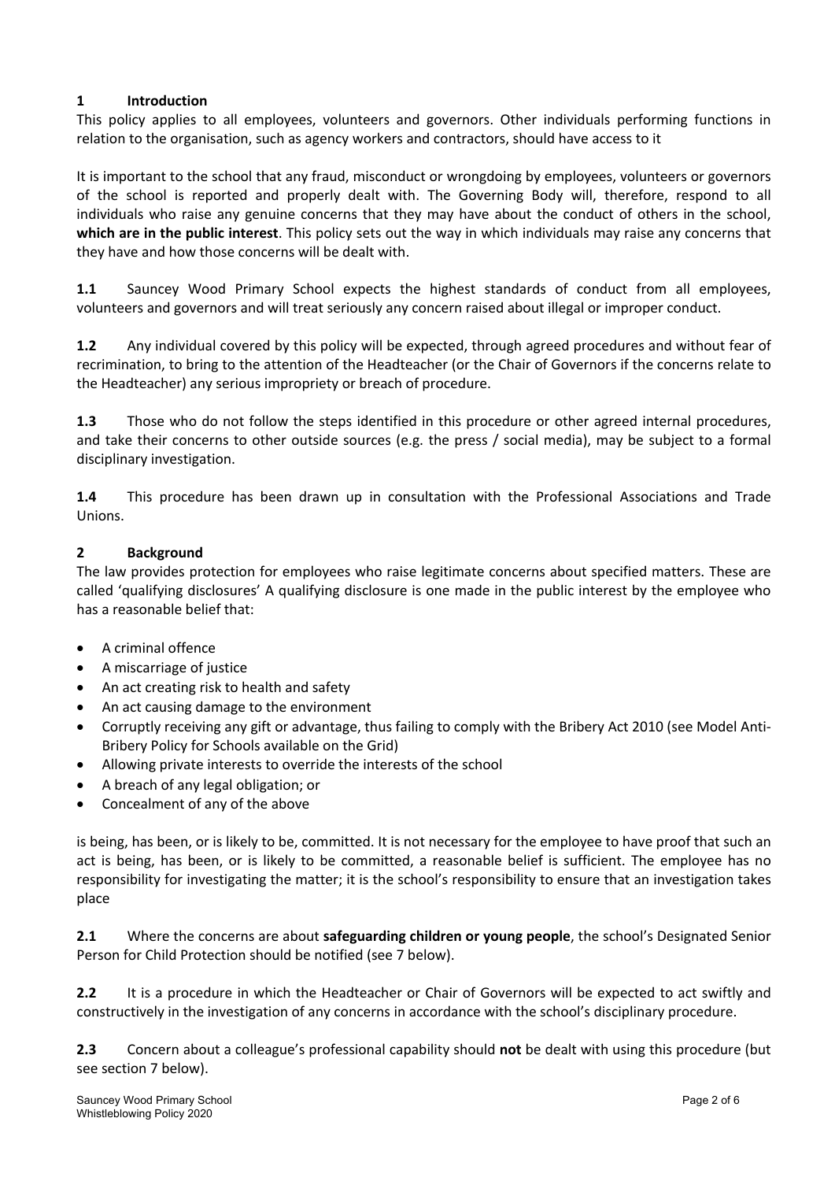## 1 Introduction

This policy applies to all employees, volunteers and governors. Other individuals performing functions in relation to the organisation, such as agency workers and contractors, should have access to it

It is important to the school that any fraud, misconduct or wrongdoing by employees, volunteers or governors of the school is reported and properly dealt with. The Governing Body will, therefore, respond to all individuals who raise any genuine concerns that they may have about the conduct of others in the school, **which are in the public interest**. This policy sets out the way in which individuals may raise any concerns that they have and how those concerns will be dealt with.

**1.1** Sauncey Wood Primary School expects the highest standards of conduct from all employees, volunteers and governors and will treat seriously any concern raised about illegal or improper conduct.

**1.2** Any individual covered by this policy will be expected, through agreed procedures and without fear of recrimination, to bring to the attention of the Headteacher (or the Chair of Governors if the concerns relate to the Headteacher) any serious impropriety or breach of procedure.

**1.3** Those who do not follow the steps identified in this procedure or other agreed internal procedures, and take their concerns to other outside sources (e.g. the press / social media), may be subject to a formal disciplinary investigation.

**1.4** This procedure has been drawn up in consultation with the Professional Associations and Trade Unions.

## 2 Background

The law provides protection for employees who raise legitimate concerns about specified matters. These are called 'qualifying disclosures' A qualifying disclosure is one made in the public interest by the employee who has a reasonable belief that:

- A criminal offence
- A miscarriage of justice
- An act creating risk to health and safety
- An act causing damage to the environment
- Corruptly receiving any gift or advantage, thus failing to comply with the Bribery Act 2010 (see Model Anti-Bribery Policy for Schools available on the Grid)
- Allowing private interests to override the interests of the school
- A breach of any legal obligation; or
- Concealment of any of the above

is being, has been, or is likely to be, committed. It is not necessary for the employee to have proof that such an act is being, has been, or is likely to be committed, a reasonable belief is sufficient. The employee has no responsibility for investigating the matter; it is the school's responsibility to ensure that an investigation takes place

**2.1** Where the concerns are about **safeguarding children or young people**, the school's Designated Senior Person for Child Protection should be notified (see 7 below).

**2.2** It is a procedure in which the Headteacher or Chair of Governors will be expected to act swiftly and constructively in the investigation of any concerns in accordance with the school's disciplinary procedure.

**2.3** Concern about a colleague's professional capability should **not** be dealt with using this procedure (but see section 7 below).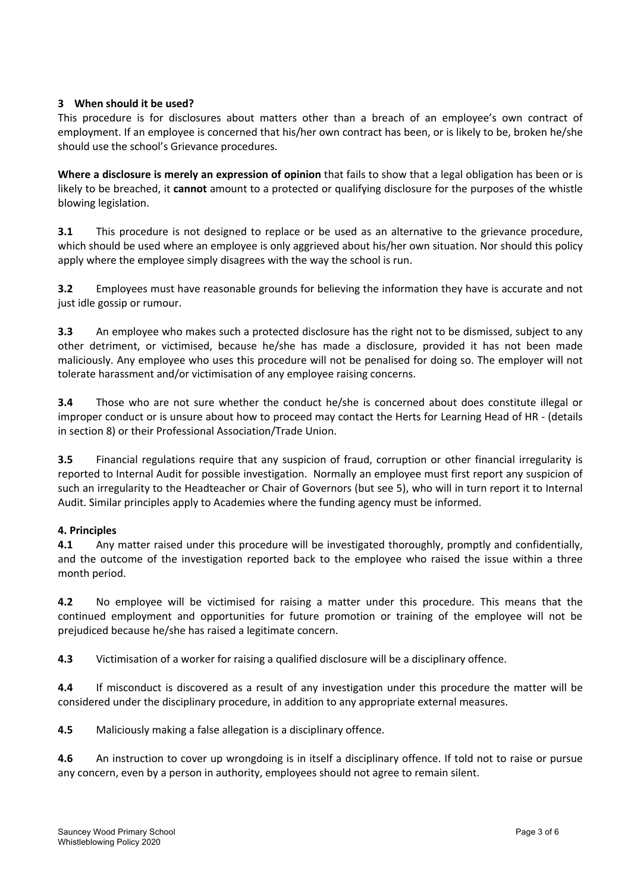## 3 When should it be used?

This procedure is for disclosures about matters other than a breach of an employee's own contract of employment. If an employee is concerned that his/her own contract has been, or is likely to be, broken he/she should use the school's Grievance procedures.

**Where a disclosure is merely an expression of opinion** that fails to show that a legal obligation has been or is likely to be breached, it **cannot** amount to a protected or qualifying disclosure for the purposes of the whistle blowing legislation.

**3.1** This procedure is not designed to replace or be used as an alternative to the grievance procedure, which should be used where an employee is only aggrieved about his/her own situation. Nor should this policy apply where the employee simply disagrees with the way the school is run.

**3.2** Employees must have reasonable grounds for believing the information they have is accurate and not just idle gossip or rumour.

**3.3** An employee who makes such a protected disclosure has the right not to be dismissed, subject to any other detriment, or victimised, because he/she has made a disclosure, provided it has not been made maliciously. Any employee who uses this procedure will not be penalised for doing so. The employer will not tolerate harassment and/or victimisation of any employee raising concerns.

**3.4** Those who are not sure whether the conduct he/she is concerned about does constitute illegal or improper conduct or is unsure about how to proceed may contact the Herts for Learning Head of HR - (details in section 8) or their Professional Association/Trade Union.

**3.5** Financial regulations require that any suspicion of fraud, corruption or other financial irregularity is reported to Internal Audit for possible investigation. Normally an employee must first report any suspicion of such an irregularity to the Headteacher or Chair of Governors (but see 5), who will in turn report it to Internal Audit. Similar principles apply to Academies where the funding agency must be informed.

## 4. Principles

**4.1** Any matter raised under this procedure will be investigated thoroughly, promptly and confidentially, and the outcome of the investigation reported back to the employee who raised the issue within a three month period.

**4.2** No employee will be victimised for raising a matter under this procedure. This means that the continued employment and opportunities for future promotion or training of the employee will not be prejudiced because he/she has raised a legitimate concern.

**4.3** Victimisation of a worker for raising a qualified disclosure will be a disciplinary offence.

**4.4** If misconduct is discovered as a result of any investigation under this procedure the matter will be considered under the disciplinary procedure, in addition to any appropriate external measures.

**4.5** Maliciously making a false allegation is a disciplinary offence.

**4.6** An instruction to cover up wrongdoing is in itself a disciplinary offence. If told not to raise or pursue any concern, even by a person in authority, employees should not agree to remain silent.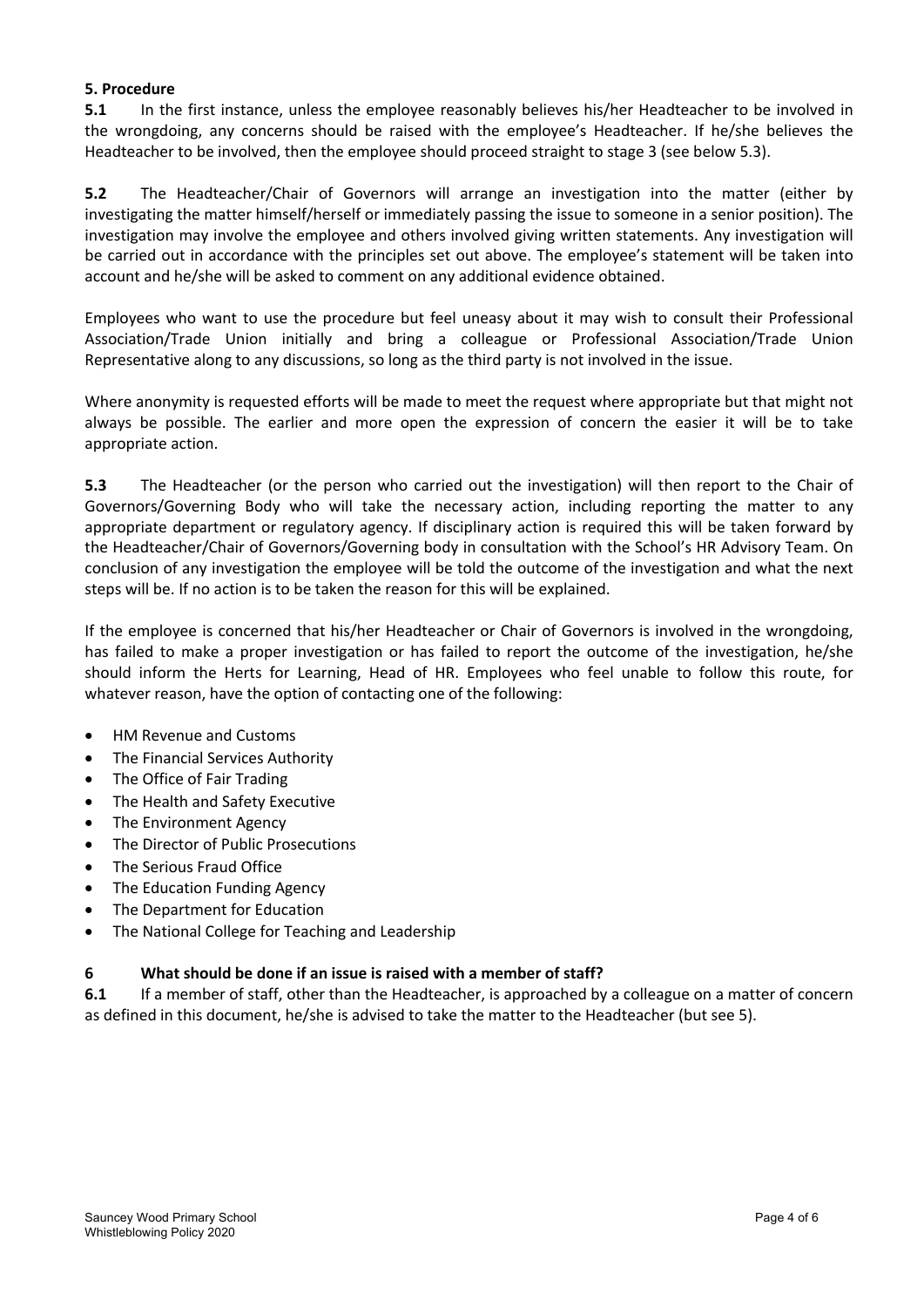**5. Procedure**

**5.1** In the first instance, unless the employee reasonably believes his/her Headteacher to be involved in the wrongdoing, any concerns should be raised with the employee's Headteacher. If he/she believes the Headteacher to be involved, then the employee should proceed straight to stage 3 (see below 5.3).

**5.2** The Headteacher/Chair of Governors will arrange an investigation into the matter (either by investigating the matter himself/herself or immediately passing the issue to someone in a senior position). The investigation may involve the employee and others involved giving written statements. Any investigation will be carried out in accordance with the principles set out above. The employee's statement will be taken into account and he/she will be asked to comment on any additional evidence obtained.

Employees who want to use the procedure but feel uneasy about it may wish to consult their Professional Association/Trade Union initially and bring a colleague or Professional Association/Trade Union Representative along to any discussions, so long as the third party is not involved in the issue.

Where anonymity is requested efforts will be made to meet the request where appropriate but that might not always be possible. The earlier and more open the expression of concern the easier it will be to take appropriate action.

**5.3** The Headteacher (or the person who carried out the investigation) will then report to the Chair of Governors/Governing Body who will take the necessary action, including reporting the matter to any appropriate department or regulatory agency. If disciplinary action is required this will be taken forward by the Headteacher/Chair of Governors/Governing body in consultation with the School's HR Advisory Team. On conclusion of any investigation the employee will be told the outcome of the investigation and what the next steps will be. If no action is to be taken the reason for this will be explained.

If the employee is concerned that his/her Headteacher or Chair of Governors is involved in the wrongdoing, has failed to make a proper investigation or has failed to report the outcome of the investigation, he/she should inform the Herts for Learning, Head of HR. Employees who feel unable to follow this route, for whatever reason, have the option of contacting one of the following:

- HM Revenue and Customs
- The Financial Services Authority
- The Office of Fair Trading
- The Health and Safety Executive
- The Environment Agency
- The Director of Public Prosecutions
- The Serious Fraud Office
- The Education Funding Agency
- The Department for Education
- The National College for Teaching and Leadership

**6 What should be done if an issue is raised with a member of staff?**

**6.1** If a member of staff, other than the Headteacher, is approached by a colleague on a matter of concern as defined in this document, he/she is advised to take the matter to the Headteacher (but see 5).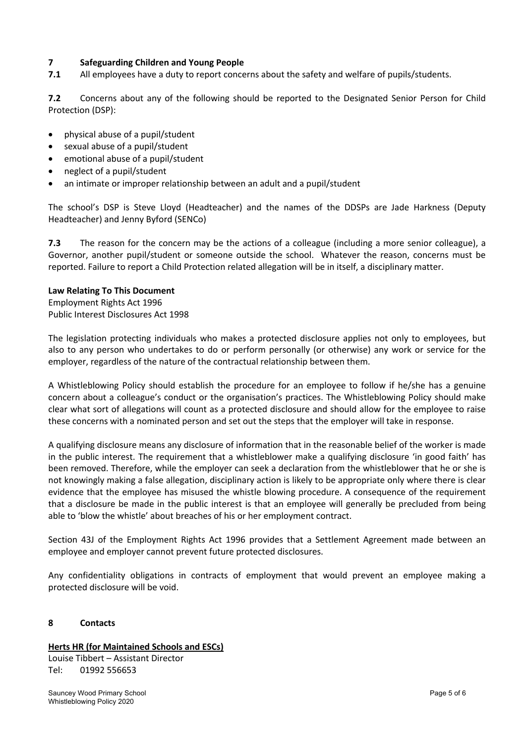## 7 Safeguarding Children and Young People

**7.1** All employees have a duty to report concerns about the safety and welfare of pupils/students.

**7.2** Concerns about any of the following should be reported to the Designated Senior Person for Child Protection (DSP):

- physical abuse of a pupil/student
- sexual abuse of a pupil/student
- emotional abuse of a pupil/student
- neglect of a pupil/student
- an intimate or improper relationship between an adult and a pupil/student

The school's DSP is Steve Lloyd (Headteacher) and the names of the DDSPs are Jade Harkness (Deputy Headteacher) and Jenny Byford (SENCo)

**7.3** The reason for the concern may be the actions of a colleague (including a more senior colleague), a Governor, another pupil/student or someone outside the school. Whatever the reason, concerns must be reported. Failure to report a Child Protection related allegation will be in itself, a disciplinary matter.

**Law Relating To This Document**
Employment Rights Act 1996
Public Interest Disclosures Act 1998

The legislation protecting individuals who makes a protected disclosure applies not only to employees, but also to any person who undertakes to do or perform personally (or otherwise) any work or service for the employer, regardless of the nature of the contractual relationship between them.

A Whistleblowing Policy should establish the procedure for an employee to follow if he/she has a genuine concern about a colleague's conduct or the organisation's practices. The Whistleblowing Policy should make clear what sort of allegations will count as a protected disclosure and should allow for the employee to raise these concerns with a nominated person and set out the steps that the employer will take in response.

A qualifying disclosure means any disclosure of information that in the reasonable belief of the worker is made in the public interest. The requirement that a whistleblower make a qualifying disclosure 'in good faith' has been removed. Therefore, while the employer can seek a declaration from the whistleblower that he or she is not knowingly making a false allegation, disciplinary action is likely to be appropriate only where there is clear evidence that the employee has misused the whistle blowing procedure. A consequence of the requirement that a disclosure be made in the public interest is that an employee will generally be precluded from being able to 'blow the whistle' about breaches of his or her employment contract.

Section 43J of the Employment Rights Act 1996 provides that a Settlement Agreement made between an employee and employer cannot prevent future protected disclosures.

Any confidentiality obligations in contracts of employment that would prevent an employee making a protected disclosure will be void.

## 8 Contacts

**Herts HR (for Maintained Schools and ESCs)**
Louise Tibbert – Assistant Director
Tel: 01992 556653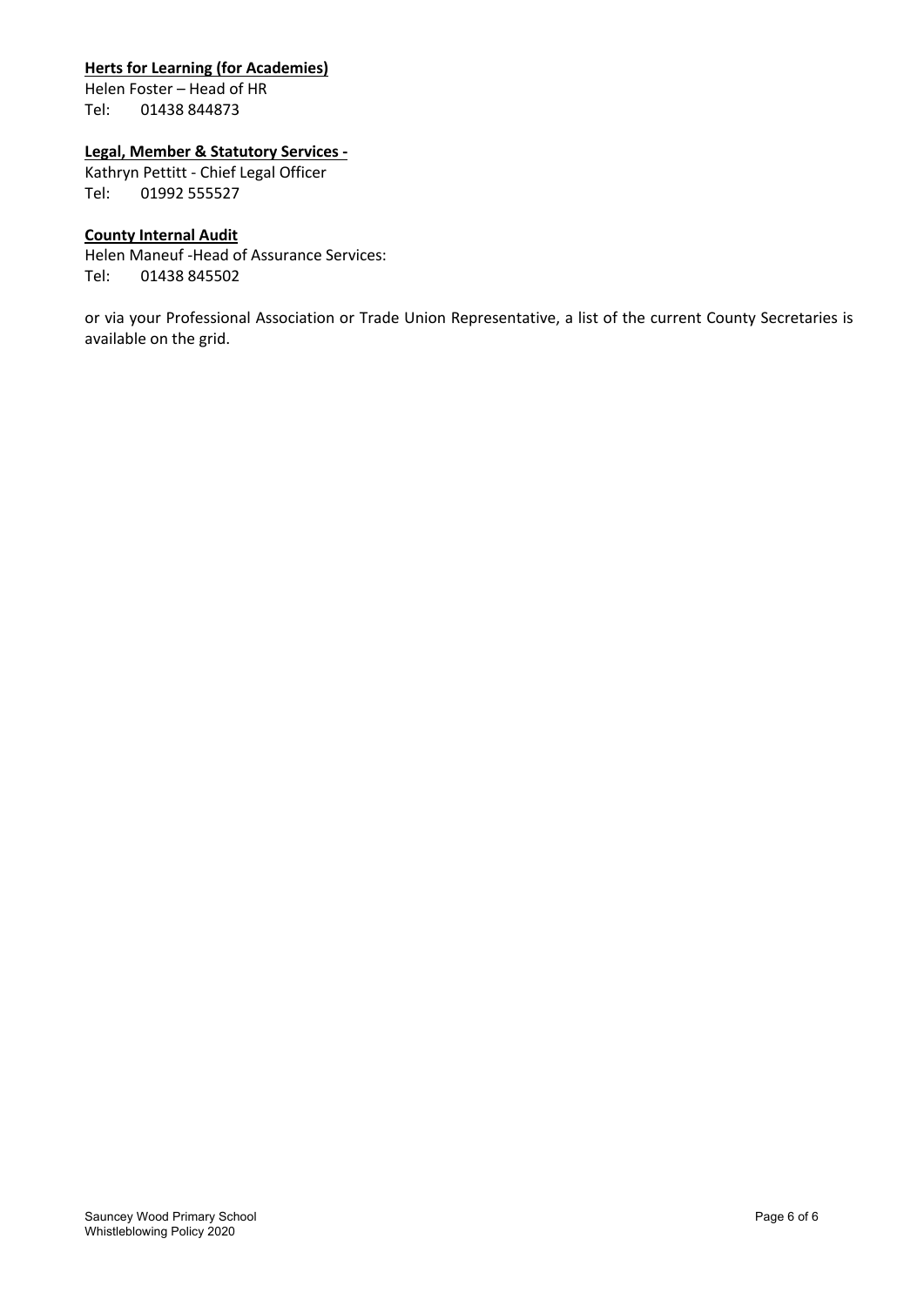**Herts for Learning (for Academies)**

Helen Foster – Head of HR
Tel: 01438 844873

**Legal, Member & Statutory Services -**

Kathryn Pettitt - Chief Legal Officer
Tel: 01992 555527

**County Internal Audit**

Helen Maneuf -Head of Assurance Services:
Tel: 01438 845502

or via your Professional Association or Trade Union Representative, a list of the current County Secretaries is available on the grid.